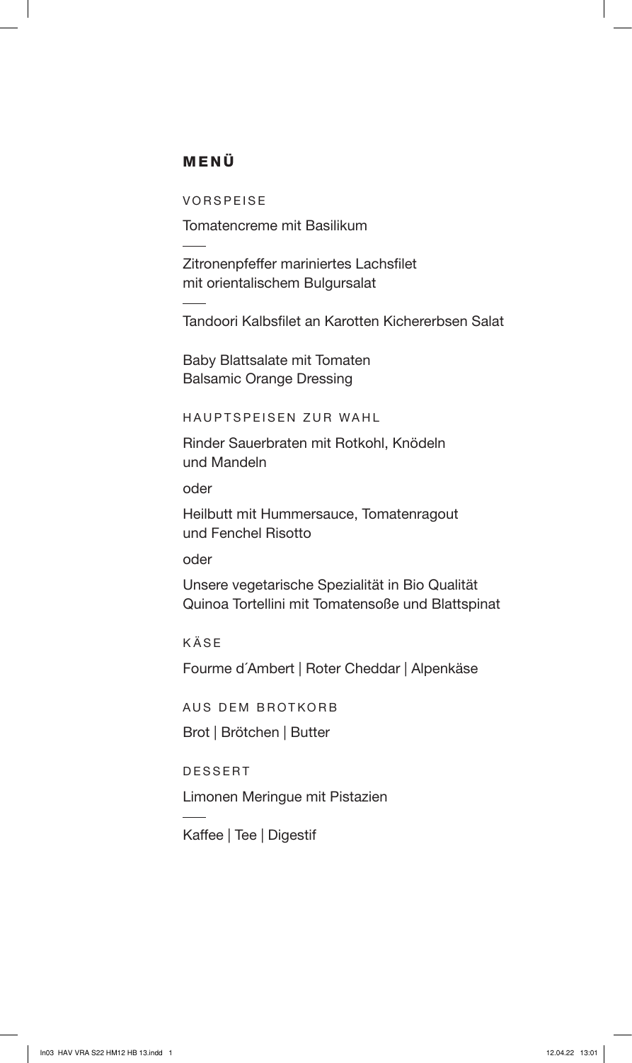# MENÜ

## VORSPEISE

Tomatencreme mit Basilikum

---

Zitronenpfeffer mariniertes Lachsfilet
mit orientalischem Bulgursalat

---

Tandoori Kalbsfilet an Karotten Kichererbsen Salat

Baby Blattsalate mit Tomaten
Balsamic Orange Dressing

## HAUPTSPEISEN ZUR WAHL

Rinder Sauerbraten mit Rotkohl, Knödeln
und Mandeln

oder

Heilbutt mit Hummersauce, Tomatenragout
und Fenchel Risotto

oder

Unsere vegetarische Spezialität in Bio Qualität
Quinoa Tortellini mit Tomatensoße und Blattspinat

## KÄSE

Fourme d´Ambert | Roter Cheddar | Alpenkäse

## AUS DEM BROTKORB

Brot | Brötchen | Butter

## DESSERT

Limonen Meringue mit Pistazien

---

Kaffee | Tee | Digestif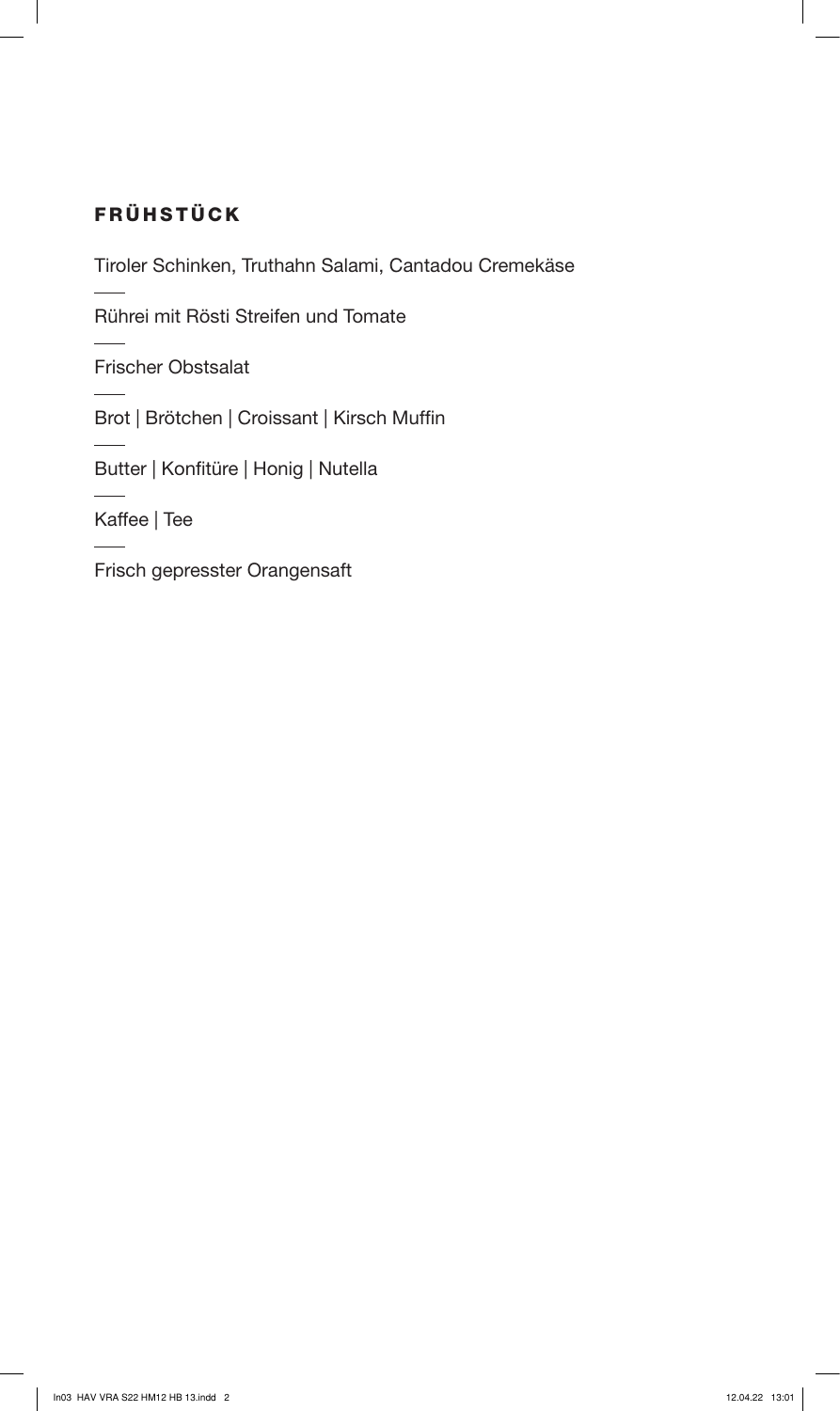## FRÜHSTÜCK

Tiroler Schinken, Truthahn Salami, Cantadou Cremekäse

---

Rührei mit Rösti Streifen und Tomate

---

Frischer Obstsalat

---

Brot | Brötchen | Croissant | Kirsch Muffin

---

Butter | Konfitüre | Honig | Nutella

---

Kaffee | Tee

---

Frisch gepresster Orangensaft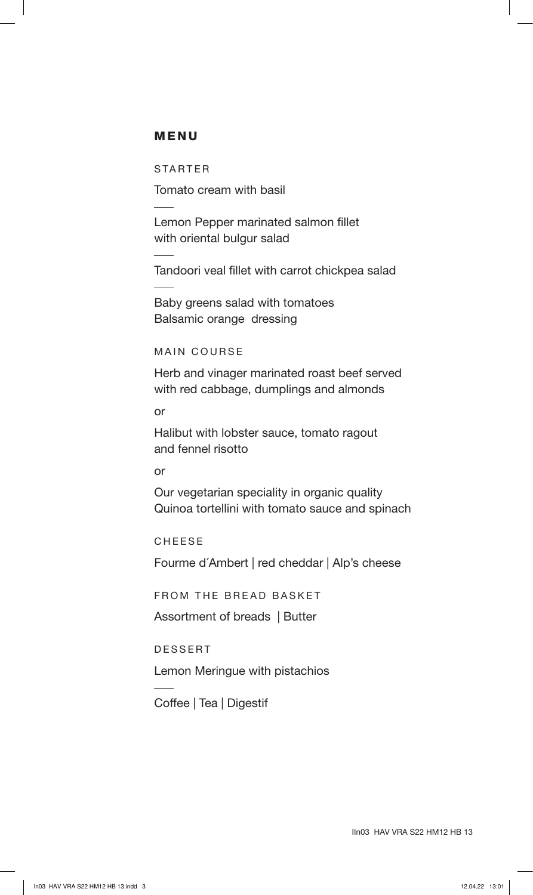# MENU

## STARTER

Tomato cream with basil

---

Lemon Pepper marinated salmon fillet
with oriental bulgur salad

---

Tandoori veal fillet with carrot chickpea salad

---

Baby greens salad with tomatoes
Balsamic orange dressing

## MAIN COURSE

Herb and vinager marinated roast beef served
with red cabbage, dumplings and almonds

or

Halibut with lobster sauce, tomato ragout
and fennel risotto

or

Our vegetarian speciality in organic quality
Quinoa tortellini with tomato sauce and spinach

## CHEESE

Fourme d´Ambert | red cheddar | Alp's cheese

## FROM THE BREAD BASKET

Assortment of breads | Butter

## DESSERT

Lemon Meringue with pistachios

---

Coffee | Tea | Digestif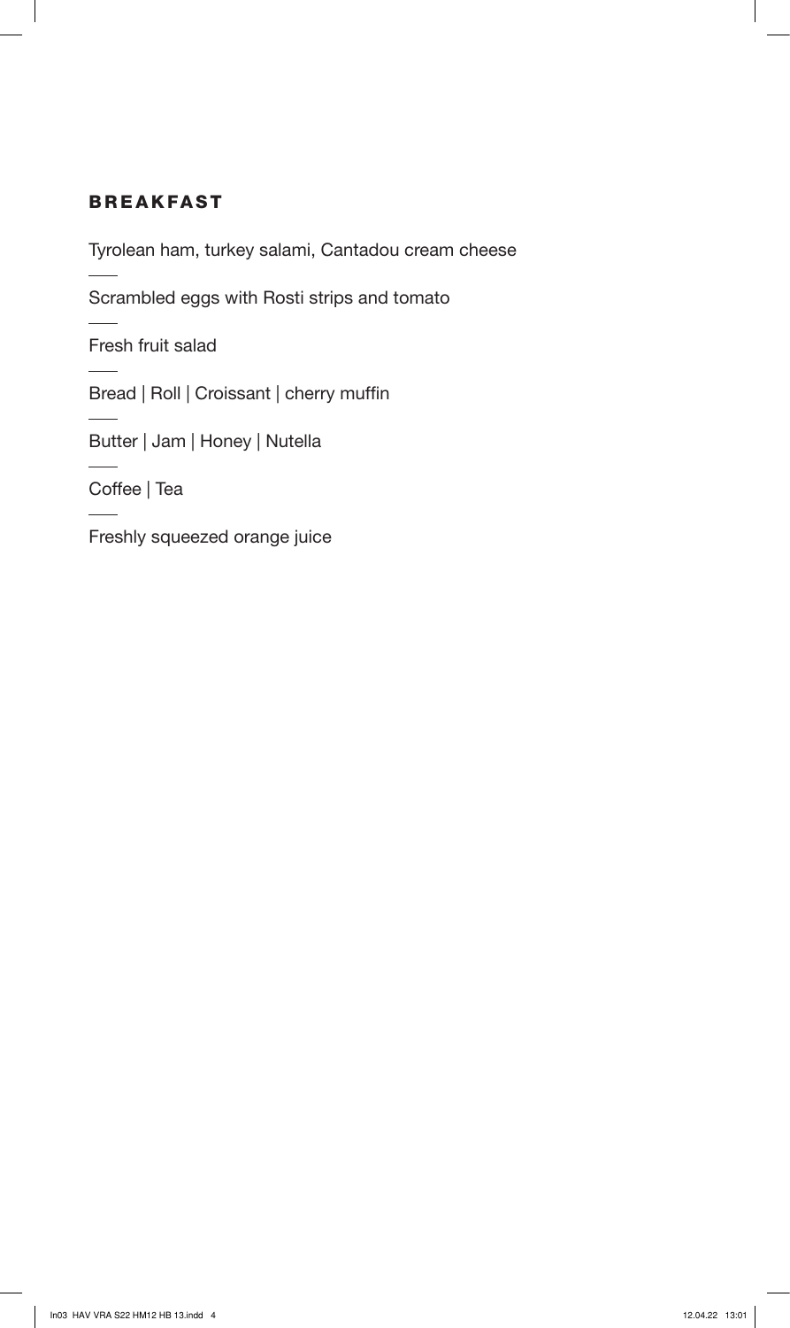## BREAKFAST

Tyrolean ham, turkey salami, Cantadou cream cheese

---

Scrambled eggs with Rosti strips and tomato

---

Fresh fruit salad

---

Bread | Roll | Croissant | cherry muffin

---

Butter | Jam | Honey | Nutella

---

Coffee | Tea

---

Freshly squeezed orange juice